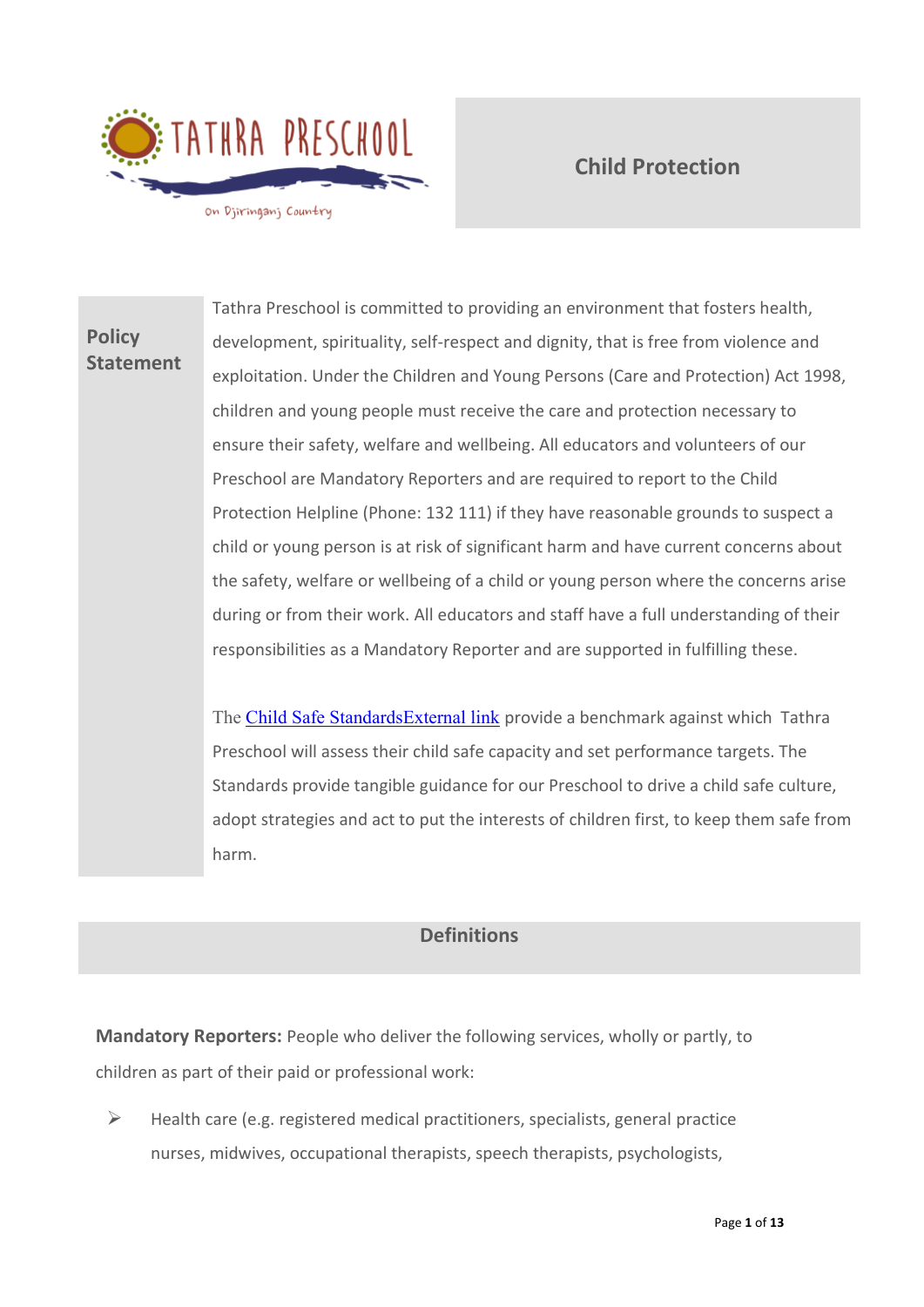Tatra Preschool logo text: TATHRA PRESCHOOL

On Djiringanj Country

# Child Protection

## Policy Statement

Tathra Preschool is committed to providing an environment that fosters health, development, spirituality, self-respect and dignity, that is free from violence and exploitation. Under the Children and Young Persons (Care and Protection) Act 1998, children and young people must receive the care and protection necessary to ensure their safety, welfare and wellbeing. All educators and volunteers of our Preschool are Mandatory Reporters and are required to report to the Child Protection Helpline (Phone: 132 111) if they have reasonable grounds to suspect a child or young person is at risk of significant harm and have current concerns about the safety, welfare or wellbeing of a child or young person where the concerns arise during or from their work. All educators and staff have a full understanding of their responsibilities as a Mandatory Reporter and are supported in fulfilling these.

The Child Safe StandardsExternal link provide a benchmark against which Tathra Preschool will assess their child safe capacity and set performance targets. The Standards provide tangible guidance for our Preschool to drive a child safe culture, adopt strategies and act to put the interests of children first, to keep them safe from harm.

## Definitions

**Mandatory Reporters:** People who deliver the following services, wholly or partly, to children as part of their paid or professional work:

- Health care (e.g. registered medical practitioners, specialists, general practice nurses, midwives, occupational therapists, speech therapists, psychologists,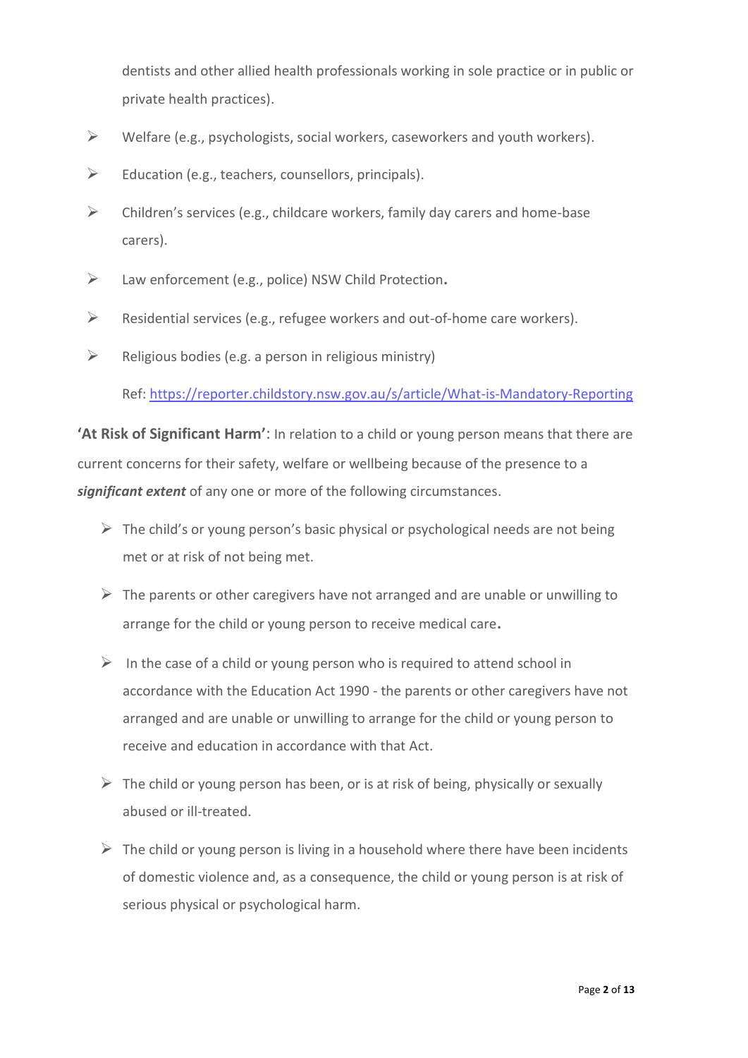dentists and other allied health professionals working in sole practice or in public or private health practices).

- Welfare (e.g., psychologists, social workers, caseworkers and youth workers).
- Education (e.g., teachers, counsellors, principals).
- Children's services (e.g., childcare workers, family day carers and home-base carers).
- Law enforcement (e.g., police) NSW Child Protection**.**
- Residential services (e.g., refugee workers and out-of-home care workers).
- Religious bodies (e.g. a person in religious ministry)

  Ref: [https://reporter.childstory.nsw.gov.au/s/article/What-is-Mandatory-Reporting](https://reporter.childstory.nsw.gov.au/s/article/What-is-Mandatory-Reporting)

**'At Risk of Significant Harm'**: In relation to a child or young person means that there are current concerns for their safety, welfare or wellbeing because of the presence to a ***significant extent*** of any one or more of the following circumstances.

- The child's or young person's basic physical or psychological needs are not being met or at risk of not being met.
- The parents or other caregivers have not arranged and are unable or unwilling to arrange for the child or young person to receive medical care**.**
- In the case of a child or young person who is required to attend school in accordance with the Education Act 1990 - the parents or other caregivers have not arranged and are unable or unwilling to arrange for the child or young person to receive and education in accordance with that Act.
- The child or young person has been, or is at risk of being, physically or sexually abused or ill-treated.
- The child or young person is living in a household where there have been incidents of domestic violence and, as a consequence, the child or young person is at risk of serious physical or psychological harm.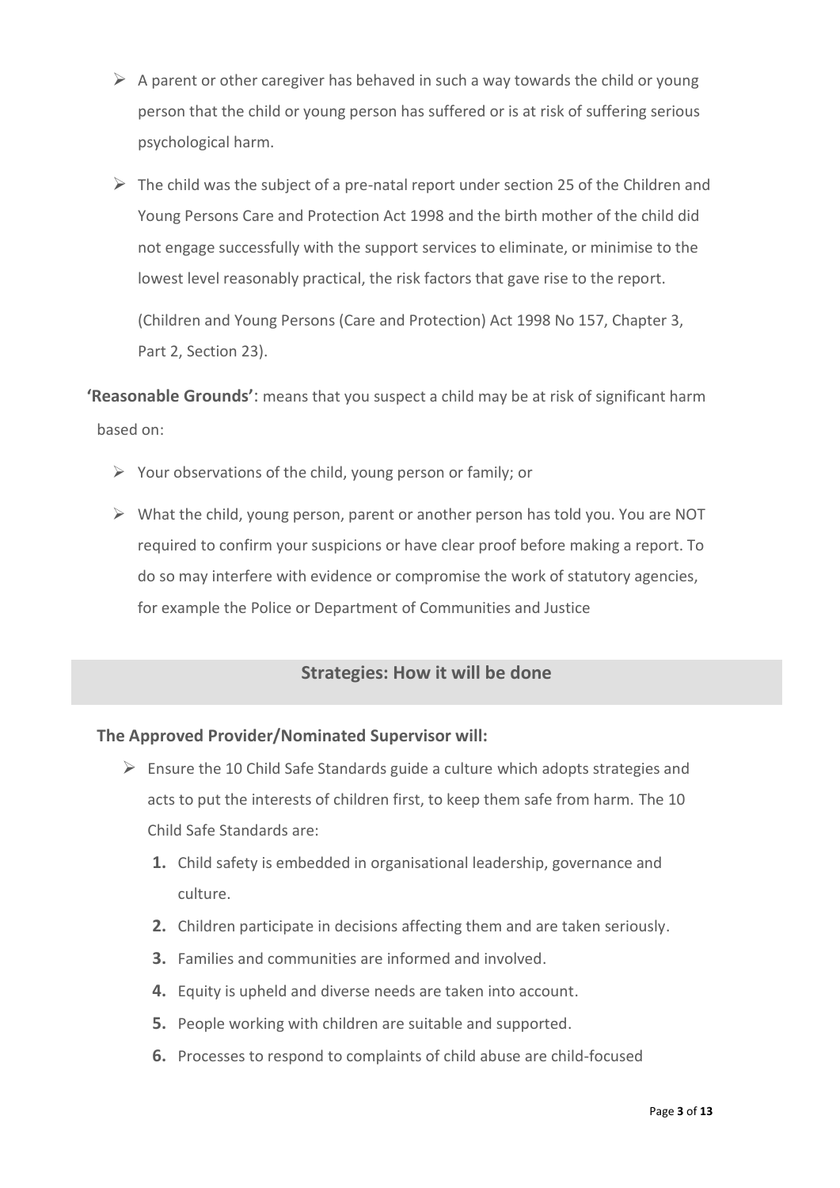- A parent or other caregiver has behaved in such a way towards the child or young person that the child or young person has suffered or is at risk of suffering serious psychological harm.
- The child was the subject of a pre-natal report under section 25 of the Children and Young Persons Care and Protection Act 1998 and the birth mother of the child did not engage successfully with the support services to eliminate, or minimise to the lowest level reasonably practical, the risk factors that gave rise to the report.

  (Children and Young Persons (Care and Protection) Act 1998 No 157, Chapter 3, Part 2, Section 23).

**'Reasonable Grounds'**: means that you suspect a child may be at risk of significant harm based on:

- Your observations of the child, young person or family; or
- What the child, young person, parent or another person has told you. You are NOT required to confirm your suspicions or have clear proof before making a report. To do so may interfere with evidence or compromise the work of statutory agencies, for example the Police or Department of Communities and Justice

## Strategies: How it will be done

**The Approved Provider/Nominated Supervisor will:**

- Ensure the 10 Child Safe Standards guide a culture which adopts strategies and acts to put the interests of children first, to keep them safe from harm. The 10 Child Safe Standards are:
  1. Child safety is embedded in organisational leadership, governance and culture.
  2. Children participate in decisions affecting them and are taken seriously.
  3. Families and communities are informed and involved.
  4. Equity is upheld and diverse needs are taken into account.
  5. People working with children are suitable and supported.
  6. Processes to respond to complaints of child abuse are child-focused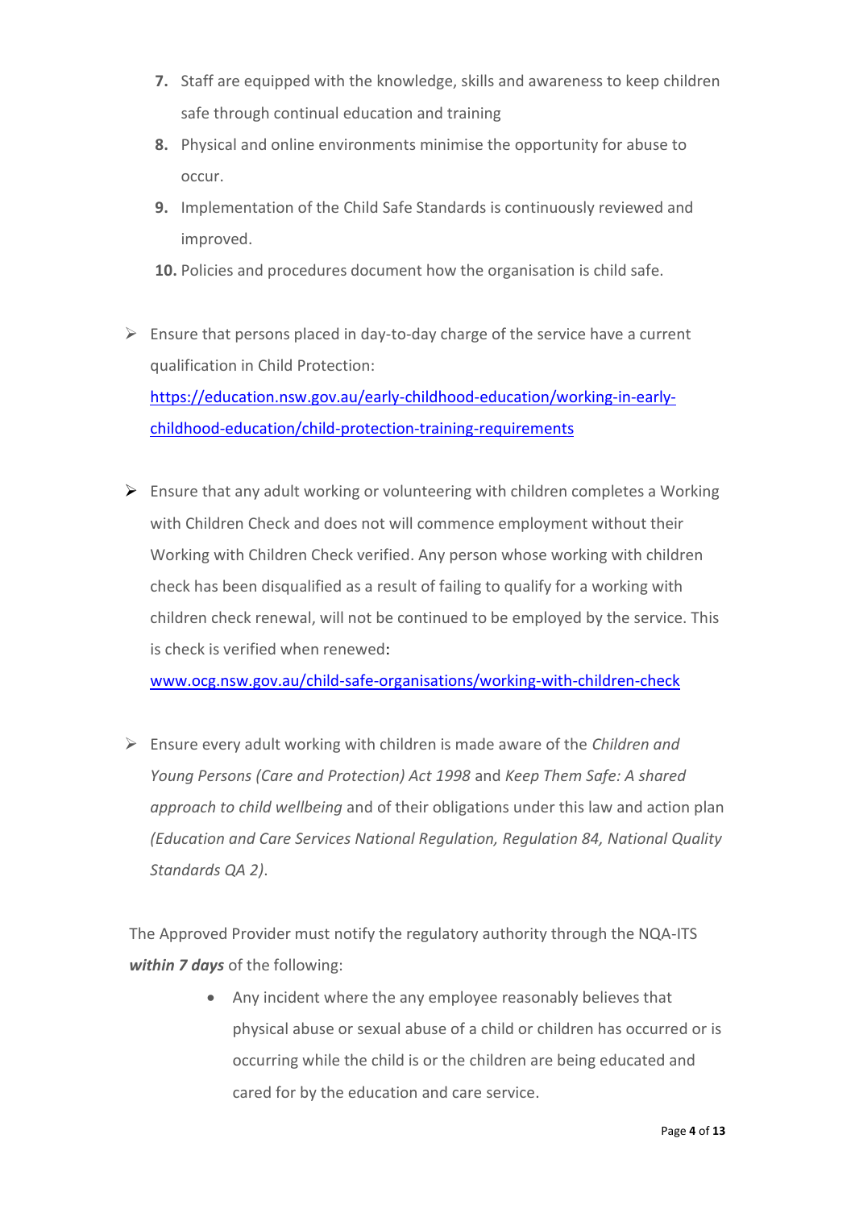7. Staff are equipped with the knowledge, skills and awareness to keep children safe through continual education and training
8. Physical and online environments minimise the opportunity for abuse to occur.
9. Implementation of the Child Safe Standards is continuously reviewed and improved.
10. Policies and procedures document how the organisation is child safe.

- Ensure that persons placed in day-to-day charge of the service have a current qualification in Child Protection: [https://education.nsw.gov.au/early-childhood-education/working-in-early-childhood-education/child-protection-training-requirements](https://education.nsw.gov.au/early-childhood-education/working-in-early-childhood-education/child-protection-training-requirements)

- Ensure that any adult working or volunteering with children completes a Working with Children Check and does not will commence employment without their Working with Children Check verified. Any person whose working with children check has been disqualified as a result of failing to qualify for a working with children check renewal, will not be continued to be employed by the service. This is check is verified when renewed: [www.ocg.nsw.gov.au/child-safe-organisations/working-with-children-check](http://www.ocg.nsw.gov.au/child-safe-organisations/working-with-children-check)

- Ensure every adult working with children is made aware of the *Children and Young Persons (Care and Protection) Act 1998* and *Keep Them Safe: A shared approach to child wellbeing* and of their obligations under this law and action plan *(Education and Care Services National Regulation, Regulation 84, National Quality Standards QA 2)*.

The Approved Provider must notify the regulatory authority through the NQA-ITS ***within 7 days*** of the following:

- Any incident where the any employee reasonably believes that physical abuse or sexual abuse of a child or children has occurred or is occurring while the child is or the children are being educated and cared for by the education and care service.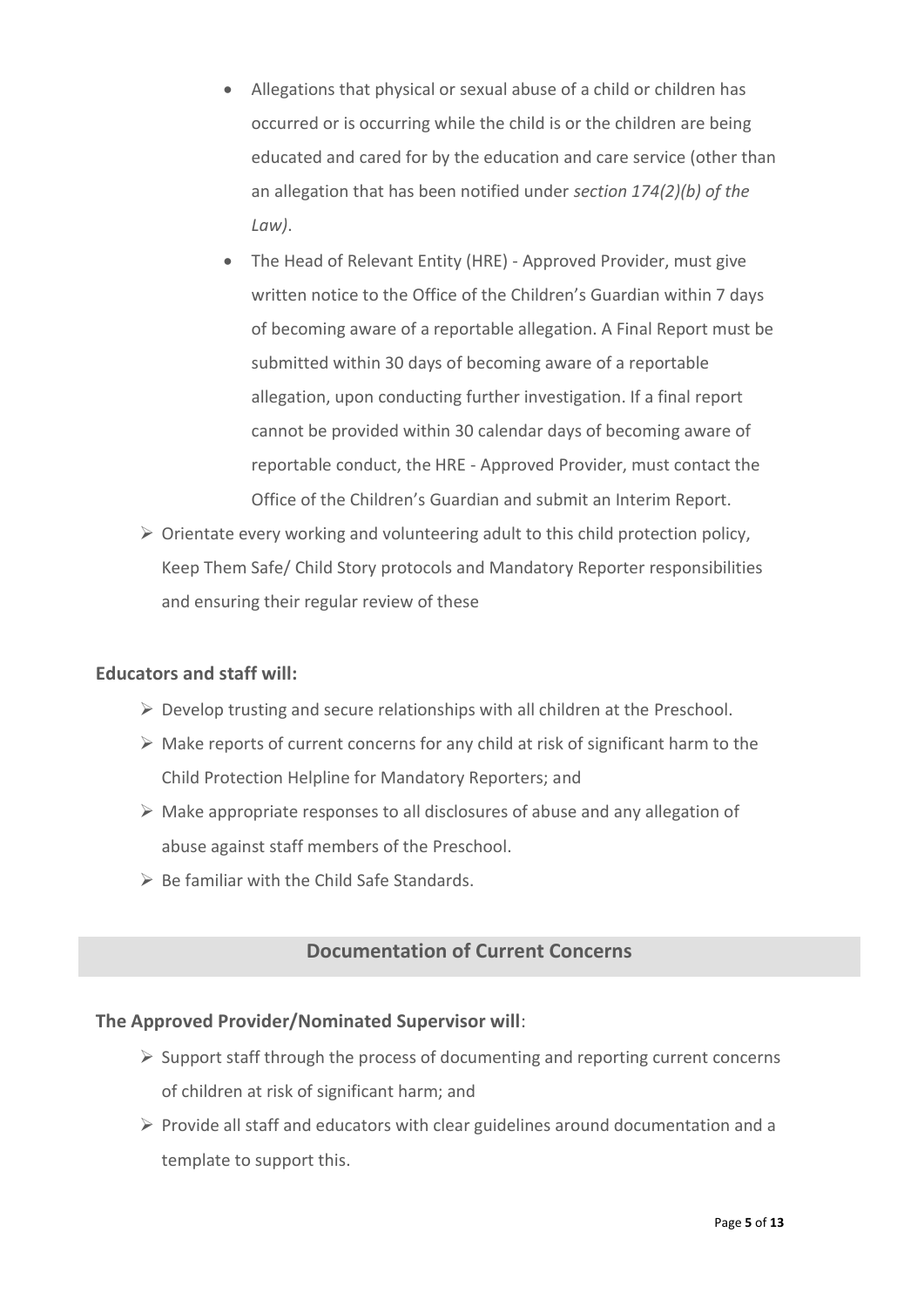- Allegations that physical or sexual abuse of a child or children has occurred or is occurring while the child is or the children are being educated and cared for by the education and care service (other than an allegation that has been notified under *section 174(2)(b) of the Law)*.
- The Head of Relevant Entity (HRE) - Approved Provider, must give written notice to the Office of the Children's Guardian within 7 days of becoming aware of a reportable allegation. A Final Report must be submitted within 30 days of becoming aware of a reportable allegation, upon conducting further investigation. If a final report cannot be provided within 30 calendar days of becoming aware of reportable conduct, the HRE - Approved Provider, must contact the Office of the Children's Guardian and submit an Interim Report.

- Orientate every working and volunteering adult to this child protection policy, Keep Them Safe/ Child Story protocols and Mandatory Reporter responsibilities and ensuring their regular review of these

**Educators and staff will:**

- Develop trusting and secure relationships with all children at the Preschool.
- Make reports of current concerns for any child at risk of significant harm to the Child Protection Helpline for Mandatory Reporters; and
- Make appropriate responses to all disclosures of abuse and any allegation of abuse against staff members of the Preschool.
- Be familiar with the Child Safe Standards.

## Documentation of Current Concerns

**The Approved Provider/Nominated Supervisor will**:

- Support staff through the process of documenting and reporting current concerns of children at risk of significant harm; and
- Provide all staff and educators with clear guidelines around documentation and a template to support this.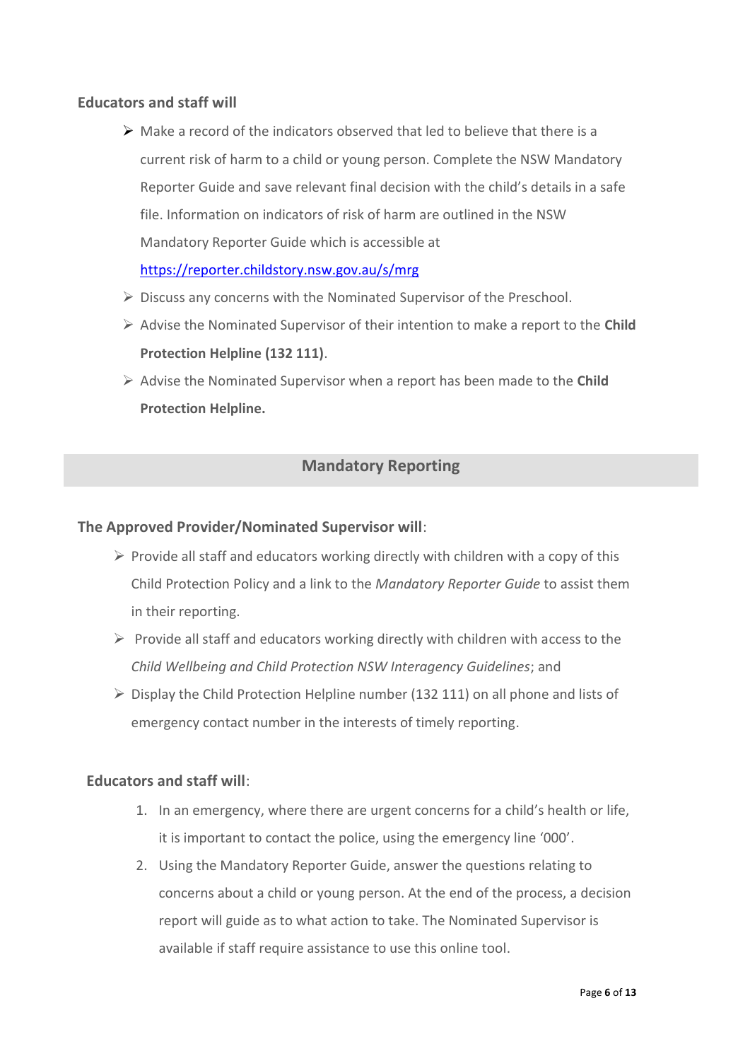**Educators and staff will**

- Make a record of the indicators observed that led to believe that there is a current risk of harm to a child or young person. Complete the NSW Mandatory Reporter Guide and save relevant final decision with the child's details in a safe file. Information on indicators of risk of harm are outlined in the NSW Mandatory Reporter Guide which is accessible at [https://reporter.childstory.nsw.gov.au/s/mrg](https://reporter.childstory.nsw.gov.au/s/mrg)
- Discuss any concerns with the Nominated Supervisor of the Preschool.
- Advise the Nominated Supervisor of their intention to make a report to the **Child Protection Helpline (132 111)**.
- Advise the Nominated Supervisor when a report has been made to the **Child Protection Helpline.**

## Mandatory Reporting

**The Approved Provider/Nominated Supervisor will**:

- Provide all staff and educators working directly with children with a copy of this Child Protection Policy and a link to the *Mandatory Reporter Guide* to assist them in their reporting.
- Provide all staff and educators working directly with children with access to the *Child Wellbeing and Child Protection NSW Interagency Guidelines*; and
- Display the Child Protection Helpline number (132 111) on all phone and lists of emergency contact number in the interests of timely reporting.

**Educators and staff will**:

1. In an emergency, where there are urgent concerns for a child's health or life, it is important to contact the police, using the emergency line '000'.
2. Using the Mandatory Reporter Guide, answer the questions relating to concerns about a child or young person. At the end of the process, a decision report will guide as to what action to take. The Nominated Supervisor is available if staff require assistance to use this online tool.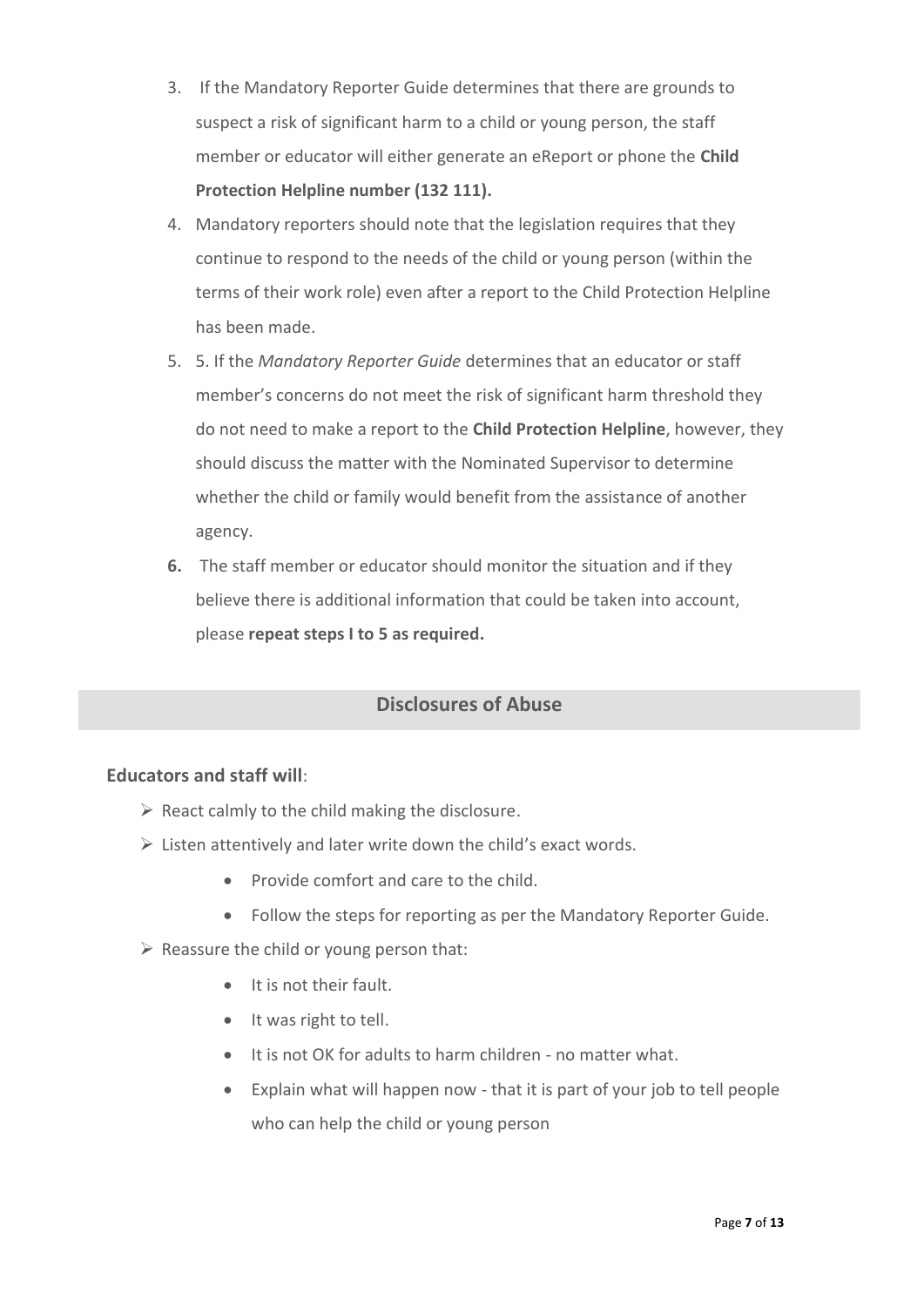3. If the Mandatory Reporter Guide determines that there are grounds to suspect a risk of significant harm to a child or young person, the staff member or educator will either generate an eReport or phone the **Child Protection Helpline number (132 111).**
4. Mandatory reporters should note that the legislation requires that they continue to respond to the needs of the child or young person (within the terms of their work role) even after a report to the Child Protection Helpline has been made.
5. 5. If the *Mandatory Reporter Guide* determines that an educator or staff member's concerns do not meet the risk of significant harm threshold they do not need to make a report to the **Child Protection Helpline**, however, they should discuss the matter with the Nominated Supervisor to determine whether the child or family would benefit from the assistance of another agency.
6. The staff member or educator should monitor the situation and if they believe there is additional information that could be taken into account, please **repeat steps I to 5 as required.**

## Disclosures of Abuse

**Educators and staff will**:

- React calmly to the child making the disclosure.
- Listen attentively and later write down the child's exact words.
    - Provide comfort and care to the child.
    - Follow the steps for reporting as per the Mandatory Reporter Guide.
- Reassure the child or young person that:
    - It is not their fault.
    - It was right to tell.
    - It is not OK for adults to harm children - no matter what.
    - Explain what will happen now - that it is part of your job to tell people who can help the child or young person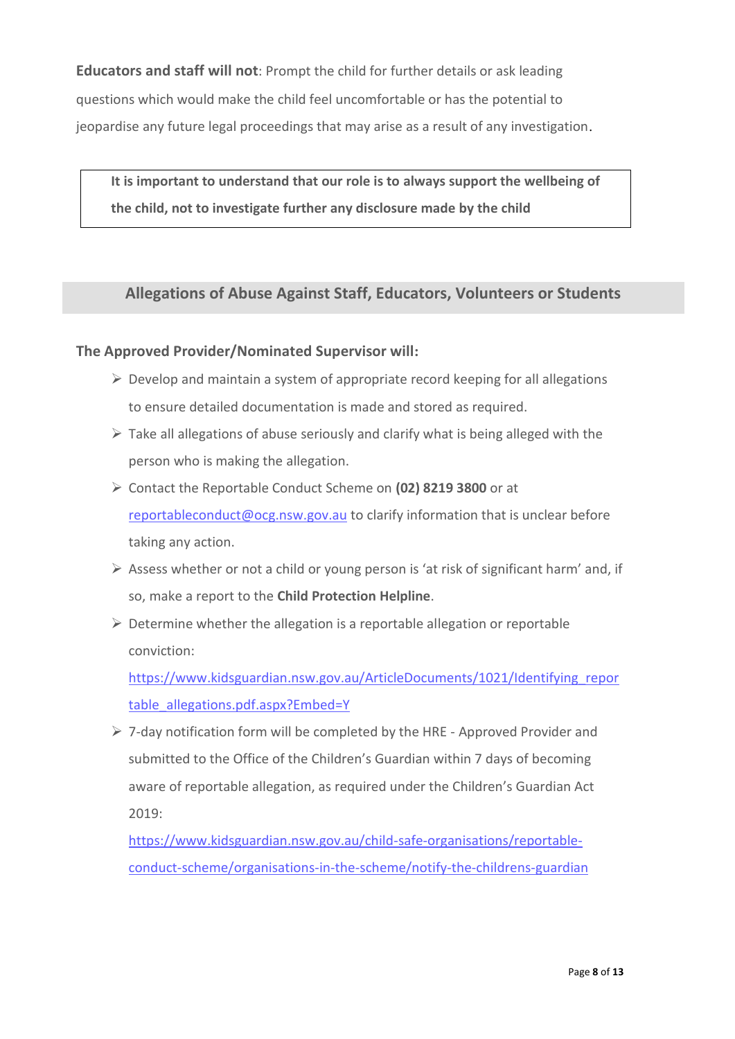**Educators and staff will not**: Prompt the child for further details or ask leading questions which would make the child feel uncomfortable or has the potential to jeopardise any future legal proceedings that may arise as a result of any investigation.

**It is important to understand that our role is to always support the wellbeing of the child, not to investigate further any disclosure made by the child**

## Allegations of Abuse Against Staff, Educators, Volunteers or Students

**The Approved Provider/Nominated Supervisor will:**

- Develop and maintain a system of appropriate record keeping for all allegations to ensure detailed documentation is made and stored as required.
- Take all allegations of abuse seriously and clarify what is being alleged with the person who is making the allegation.
- Contact the Reportable Conduct Scheme on **(02) 8219 3800** or at reportableconduct@ocg.nsw.gov.au to clarify information that is unclear before taking any action.
- Assess whether or not a child or young person is 'at risk of significant harm' and, if so, make a report to the **Child Protection Helpline**.
- Determine whether the allegation is a reportable allegation or reportable conviction: https://www.kidsguardian.nsw.gov.au/ArticleDocuments/1021/Identifying_reportable_allegations.pdf.aspx?Embed=Y
- 7-day notification form will be completed by the HRE - Approved Provider and submitted to the Office of the Children's Guardian within 7 days of becoming aware of reportable allegation, as required under the Children's Guardian Act 2019: https://www.kidsguardian.nsw.gov.au/child-safe-organisations/reportable-conduct-scheme/organisations-in-the-scheme/notify-the-childrens-guardian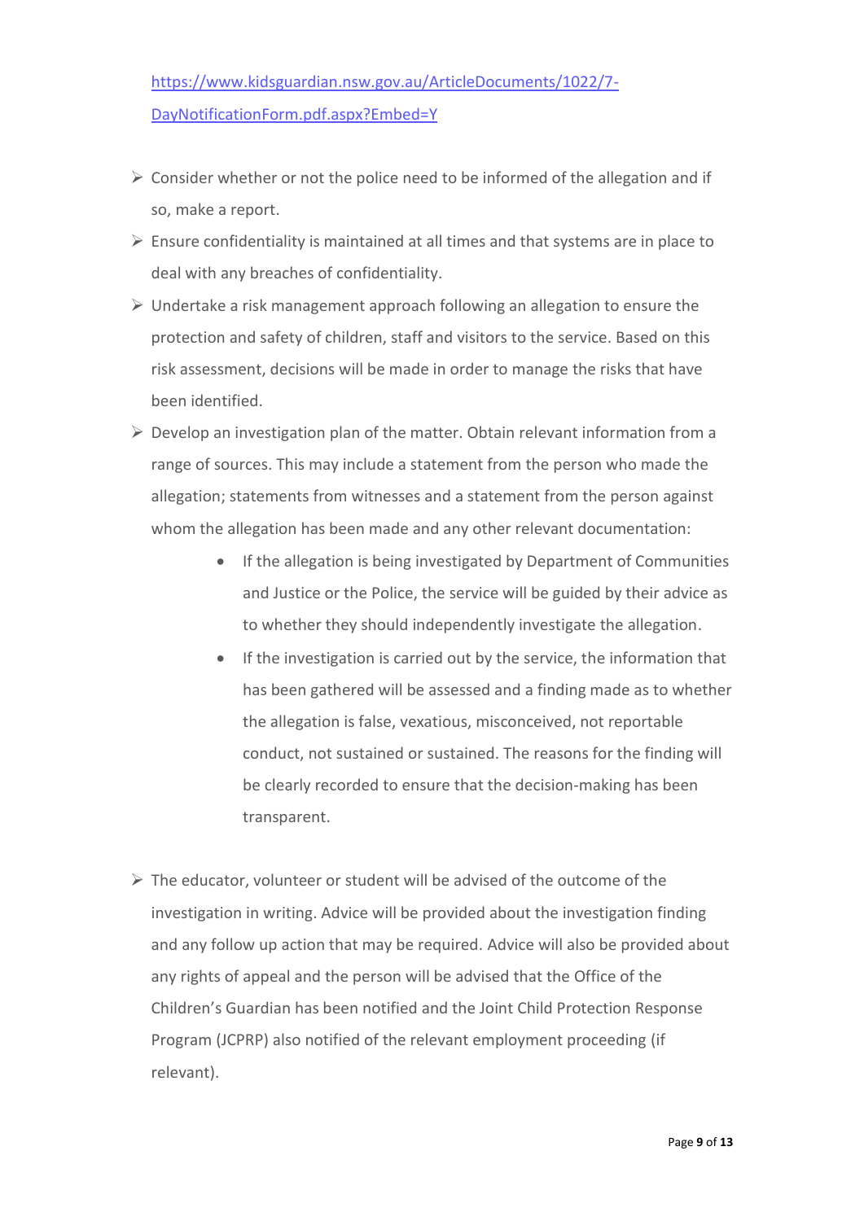[https://www.kidsguardian.nsw.gov.au/ArticleDocuments/1022/7-DayNotificationForm.pdf.aspx?Embed=Y](https://www.kidsguardian.nsw.gov.au/ArticleDocuments/1022/7-DayNotificationForm.pdf.aspx?Embed=Y)

- Consider whether or not the police need to be informed of the allegation and if so, make a report.
- Ensure confidentiality is maintained at all times and that systems are in place to deal with any breaches of confidentiality.
- Undertake a risk management approach following an allegation to ensure the protection and safety of children, staff and visitors to the service. Based on this risk assessment, decisions will be made in order to manage the risks that have been identified.
- Develop an investigation plan of the matter. Obtain relevant information from a range of sources. This may include a statement from the person who made the allegation; statements from witnesses and a statement from the person against whom the allegation has been made and any other relevant documentation:
  - If the allegation is being investigated by Department of Communities and Justice or the Police, the service will be guided by their advice as to whether they should independently investigate the allegation.
  - If the investigation is carried out by the service, the information that has been gathered will be assessed and a finding made as to whether the allegation is false, vexatious, misconceived, not reportable conduct, not sustained or sustained. The reasons for the finding will be clearly recorded to ensure that the decision-making has been transparent.

- The educator, volunteer or student will be advised of the outcome of the investigation in writing. Advice will be provided about the investigation finding and any follow up action that may be required. Advice will also be provided about any rights of appeal and the person will be advised that the Office of the Children's Guardian has been notified and the Joint Child Protection Response Program (JCPRP) also notified of the relevant employment proceeding (if relevant).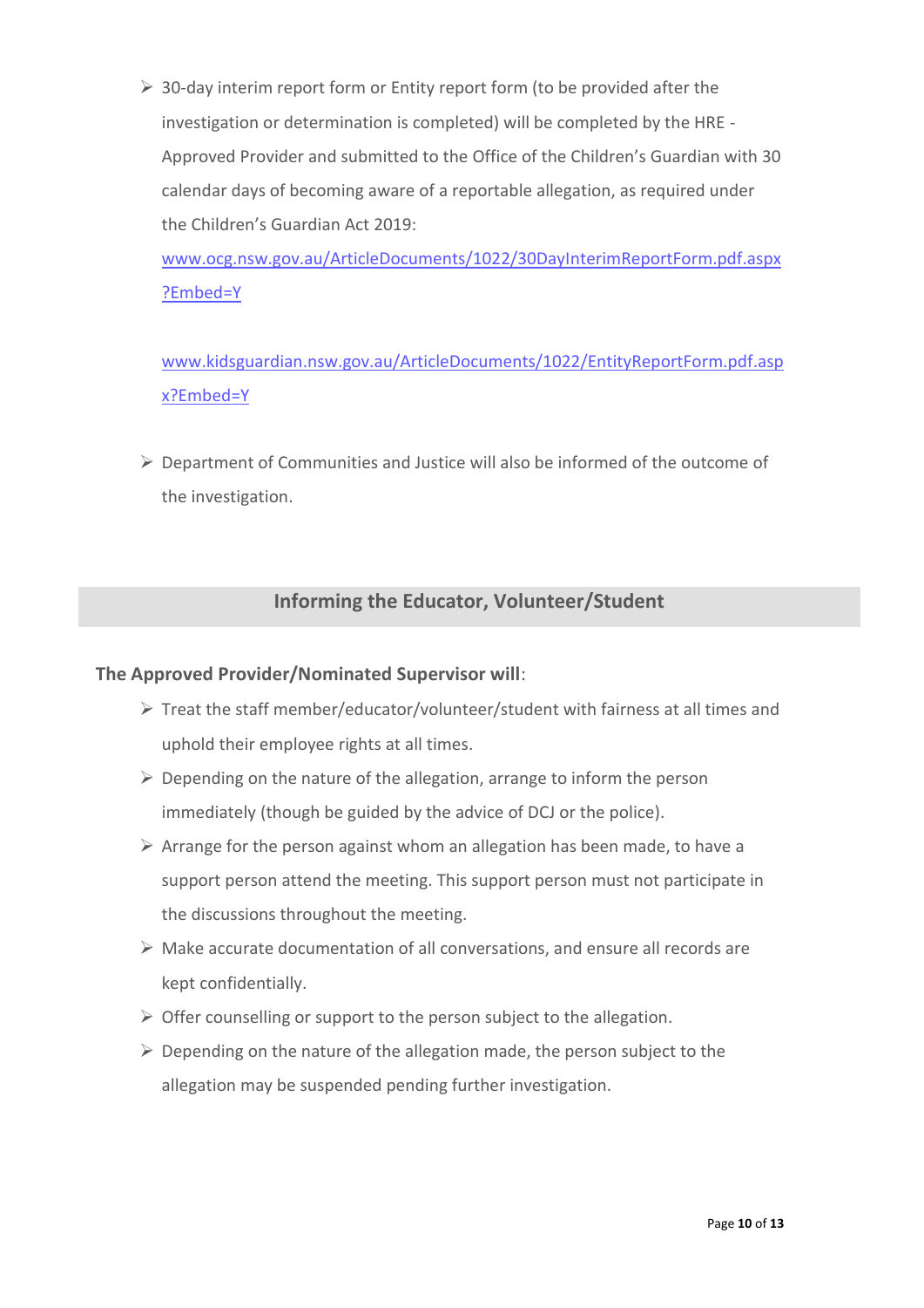- 30-day interim report form or Entity report form (to be provided after the investigation or determination is completed) will be completed by the HRE - Approved Provider and submitted to the Office of the Children's Guardian with 30 calendar days of becoming aware of a reportable allegation, as required under the Children's Guardian Act 2019: [www.ocg.nsw.gov.au/ArticleDocuments/1022/30DayInterimReportForm.pdf.aspx?Embed=Y](www.ocg.nsw.gov.au/ArticleDocuments/1022/30DayInterimReportForm.pdf.aspx?Embed=Y)

  [www.kidsguardian.nsw.gov.au/ArticleDocuments/1022/EntityReportForm.pdf.aspx?Embed=Y](www.kidsguardian.nsw.gov.au/ArticleDocuments/1022/EntityReportForm.pdf.aspx?Embed=Y)

- Department of Communities and Justice will also be informed of the outcome of the investigation.

## Informing the Educator, Volunteer/Student

**The Approved Provider/Nominated Supervisor will**:

- Treat the staff member/educator/volunteer/student with fairness at all times and uphold their employee rights at all times.
- Depending on the nature of the allegation, arrange to inform the person immediately (though be guided by the advice of DCJ or the police).
- Arrange for the person against whom an allegation has been made, to have a support person attend the meeting. This support person must not participate in the discussions throughout the meeting.
- Make accurate documentation of all conversations, and ensure all records are kept confidentially.
- Offer counselling or support to the person subject to the allegation.
- Depending on the nature of the allegation made, the person subject to the allegation may be suspended pending further investigation.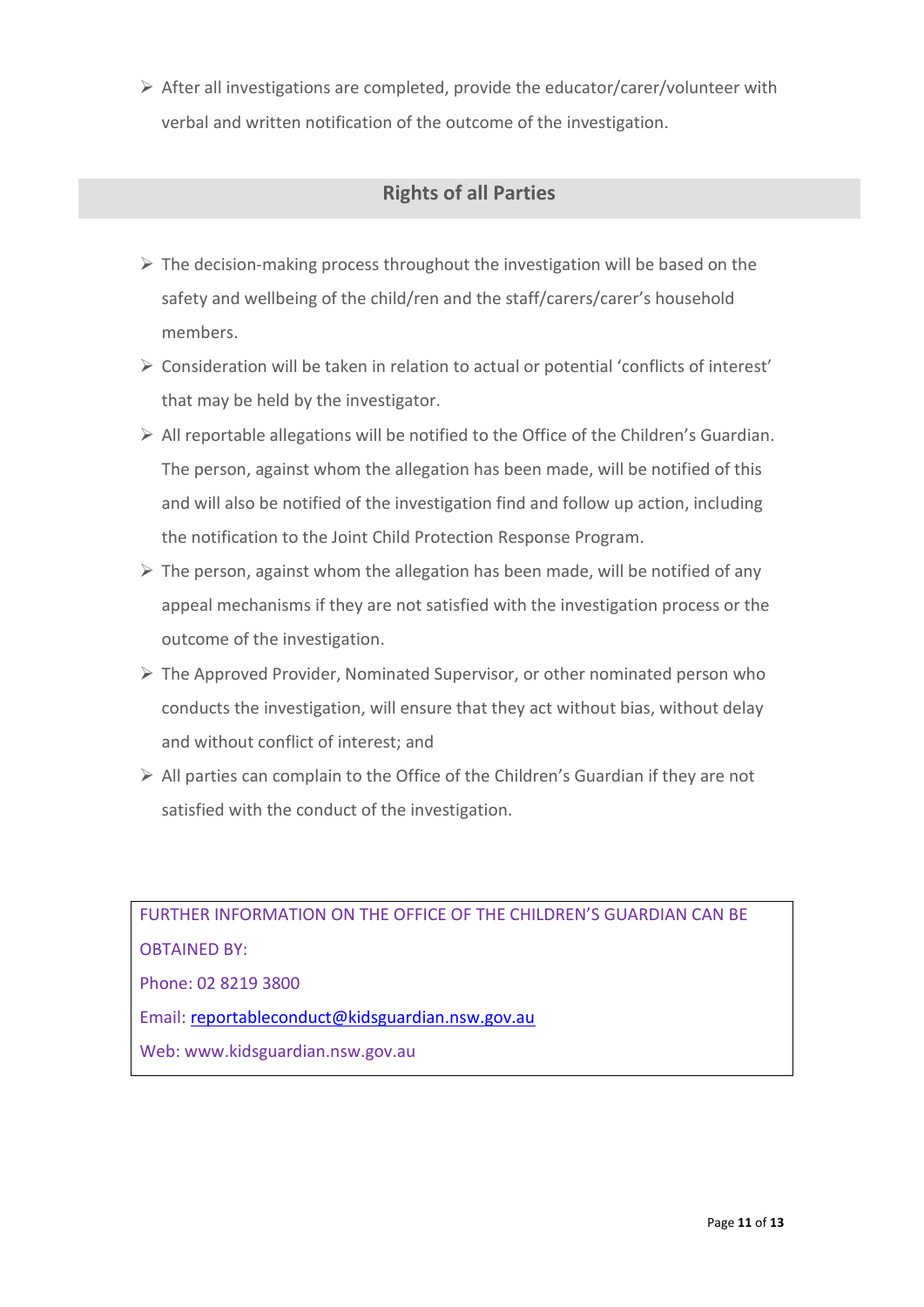- After all investigations are completed, provide the educator/carer/volunteer with verbal and written notification of the outcome of the investigation.

## Rights of all Parties

- The decision-making process throughout the investigation will be based on the safety and wellbeing of the child/ren and the staff/carers/carer's household members.
- Consideration will be taken in relation to actual or potential 'conflicts of interest' that may be held by the investigator.
- All reportable allegations will be notified to the Office of the Children's Guardian. The person, against whom the allegation has been made, will be notified of this and will also be notified of the investigation find and follow up action, including the notification to the Joint Child Protection Response Program.
- The person, against whom the allegation has been made, will be notified of any appeal mechanisms if they are not satisfied with the investigation process or the outcome of the investigation.
- The Approved Provider, Nominated Supervisor, or other nominated person who conducts the investigation, will ensure that they act without bias, without delay and without conflict of interest; and
- All parties can complain to the Office of the Children's Guardian if they are not satisfied with the conduct of the investigation.

FURTHER INFORMATION ON THE OFFICE OF THE CHILDREN'S GUARDIAN CAN BE OBTAINED BY:

Phone: 02 8219 3800

Email: reportableconduct@kidsguardian.nsw.gov.au

Web: www.kidsguardian.nsw.gov.au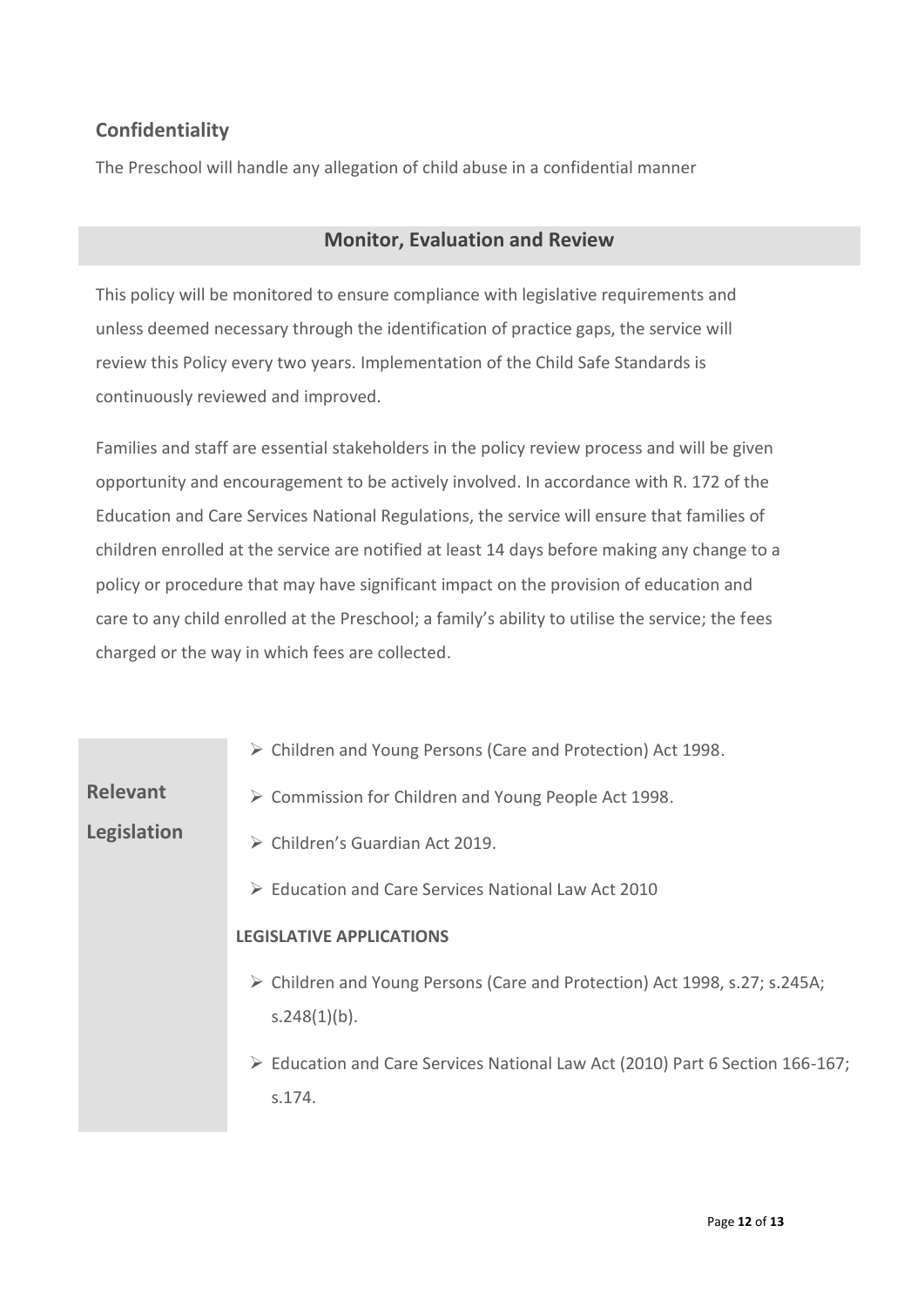## Confidentiality

The Preschool will handle any allegation of child abuse in a confidential manner

## Monitor, Evaluation and Review

This policy will be monitored to ensure compliance with legislative requirements and unless deemed necessary through the identification of practice gaps, the service will review this Policy every two years. Implementation of the Child Safe Standards is continuously reviewed and improved.

Families and staff are essential stakeholders in the policy review process and will be given opportunity and encouragement to be actively involved. In accordance with R. 172 of the Education and Care Services National Regulations, the service will ensure that families of children enrolled at the service are notified at least 14 days before making any change to a policy or procedure that may have significant impact on the provision of education and care to any child enrolled at the Preschool; a family's ability to utilise the service; the fees charged or the way in which fees are collected.

| | |
|---|---|
| **Relevant Legislation** | - Children and Young Persons (Care and Protection) Act 1998.<br>- Commission for Children and Young People Act 1998.<br>- Children's Guardian Act 2019.<br>- Education and Care Services National Law Act 2010<br><br>**LEGISLATIVE APPLICATIONS**<br>- Children and Young Persons (Care and Protection) Act 1998, s.27; s.245A; s.248(1)(b).<br>- Education and Care Services National Law Act (2010) Part 6 Section 166-167; s.174. |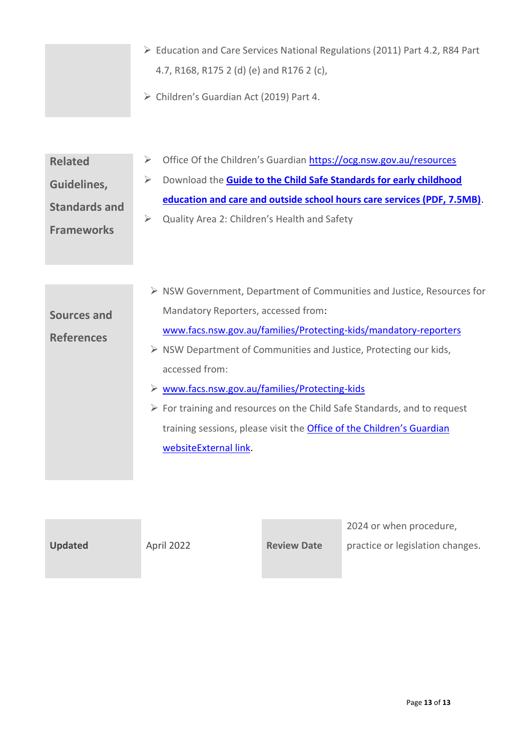| | |
|---|---|
| | ➢ Education and Care Services National Regulations (2011) Part 4.2, R84 Part 4.7, R168, R175 2 (d) (e) and R176 2 (c),<br>➢ Children's Guardian Act (2019) Part 4. |

| | |
|---|---|
| **Related Guidelines, Standards and Frameworks** | ➢ Office Of the Children's Guardian https://ocg.nsw.gov.au/resources<br>➢ Download the **Guide to the Child Safe Standards for early childhood education and care and outside school hours care services (PDF, 7.5MB)**.<br>➢ Quality Area 2: Children's Health and Safety |

| | |
|---|---|
| **Sources and References** | ➢ NSW Government, Department of Communities and Justice, Resources for Mandatory Reporters, accessed from: www.facs.nsw.gov.au/families/Protecting-kids/mandatory-reporters<br>➢ NSW Department of Communities and Justice, Protecting our kids, accessed from:<br>➢ www.facs.nsw.gov.au/families/Protecting-kids<br>➢ For training and resources on the Child Safe Standards, and to request training sessions, please visit the Office of the Children's Guardian websiteExternal link. |

| | | | |
|---|---|---|---|
| **Updated** | April 2022 | **Review Date** | 2024 or when procedure, practice or legislation changes. |